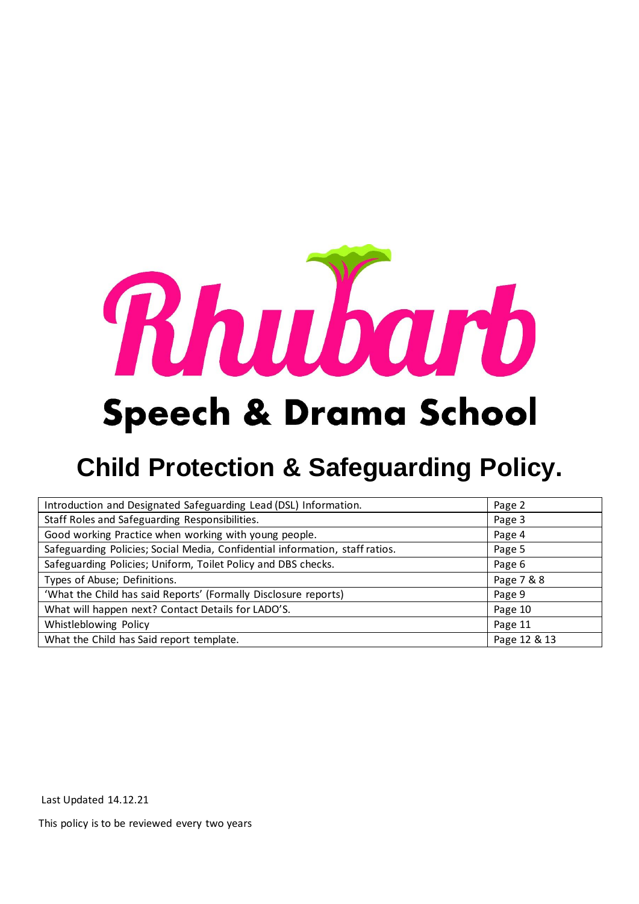# Rhubarb

## Speech & Drama School

# Child Protection & Safeguarding Policy.

| | |
|---|---|
| Introduction and Designated Safeguarding Lead (DSL) Information. | Page 2 |
| Staff Roles and Safeguarding Responsibilities. | Page 3 |
| Good working Practice when working with young people. | Page 4 |
| Safeguarding Policies; Social Media, Confidential information, staff ratios. | Page 5 |
| Safeguarding Policies; Uniform, Toilet Policy and DBS checks. | Page 6 |
| Types of Abuse; Definitions. | Page 7 & 8 |
| 'What the Child has said Reports' (Formally Disclosure reports) | Page 9 |
| What will happen next? Contact Details for LADO'S. | Page 10 |
| Whistleblowing Policy | Page 11 |
| What the Child has Said report template. | Page 12 & 13 |

Last Updated 14.12.21

This policy is to be reviewed every two years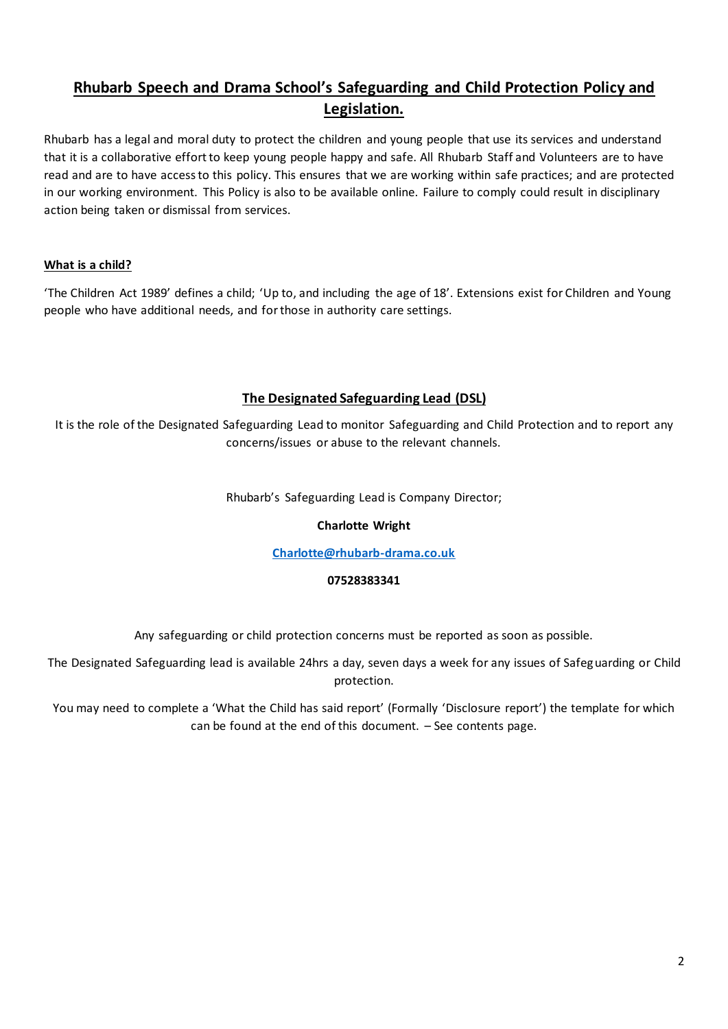# Rhubarb Speech and Drama School's Safeguarding and Child Protection Policy and Legislation.

Rhubarb has a legal and moral duty to protect the children and young people that use its services and understand that it is a collaborative effort to keep young people happy and safe. All Rhubarb Staff and Volunteers are to have read and are to have access to this policy. This ensures that we are working within safe practices; and are protected in our working environment. This Policy is also to be available online. Failure to comply could result in disciplinary action being taken or dismissal from services.

## What is a child?

'The Children Act 1989' defines a child; 'Up to, and including the age of 18'. Extensions exist for Children and Young people who have additional needs, and for those in authority care settings.

## The Designated Safeguarding Lead (DSL)

It is the role of the Designated Safeguarding Lead to monitor Safeguarding and Child Protection and to report any concerns/issues or abuse to the relevant channels.

Rhubarb's Safeguarding Lead is Company Director;

**Charlotte Wright**

**Charlotte@rhubarb-drama.co.uk**

**07528383341**

Any safeguarding or child protection concerns must be reported as soon as possible.

The Designated Safeguarding lead is available 24hrs a day, seven days a week for any issues of Safeguarding or Child protection.

You may need to complete a 'What the Child has said report' (Formally 'Disclosure report') the template for which can be found at the end of this document. – See contents page.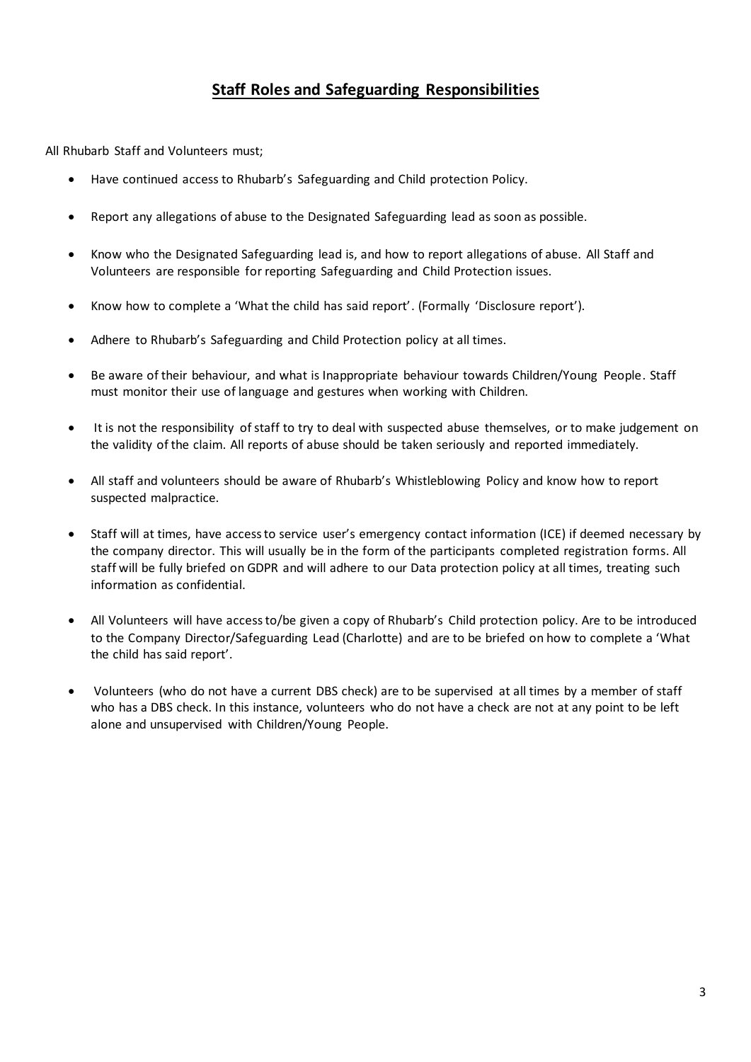## Staff Roles and Safeguarding Responsibilities

All Rhubarb Staff and Volunteers must;

- Have continued access to Rhubarb's Safeguarding and Child protection Policy.
- Report any allegations of abuse to the Designated Safeguarding lead as soon as possible.
- Know who the Designated Safeguarding lead is, and how to report allegations of abuse. All Staff and Volunteers are responsible for reporting Safeguarding and Child Protection issues.
- Know how to complete a 'What the child has said report'. (Formally 'Disclosure report').
- Adhere to Rhubarb's Safeguarding and Child Protection policy at all times.
- Be aware of their behaviour, and what is Inappropriate behaviour towards Children/Young People. Staff must monitor their use of language and gestures when working with Children.
- It is not the responsibility of staff to try to deal with suspected abuse themselves, or to make judgement on the validity of the claim. All reports of abuse should be taken seriously and reported immediately.
- All staff and volunteers should be aware of Rhubarb's Whistleblowing Policy and know how to report suspected malpractice.
- Staff will at times, have access to service user's emergency contact information (ICE) if deemed necessary by the company director. This will usually be in the form of the participants completed registration forms. All staff will be fully briefed on GDPR and will adhere to our Data protection policy at all times, treating such information as confidential.
- All Volunteers will have access to/be given a copy of Rhubarb's Child protection policy. Are to be introduced to the Company Director/Safeguarding Lead (Charlotte) and are to be briefed on how to complete a 'What the child has said report'.
- Volunteers (who do not have a current DBS check) are to be supervised at all times by a member of staff who has a DBS check. In this instance, volunteers who do not have a check are not at any point to be left alone and unsupervised with Children/Young People.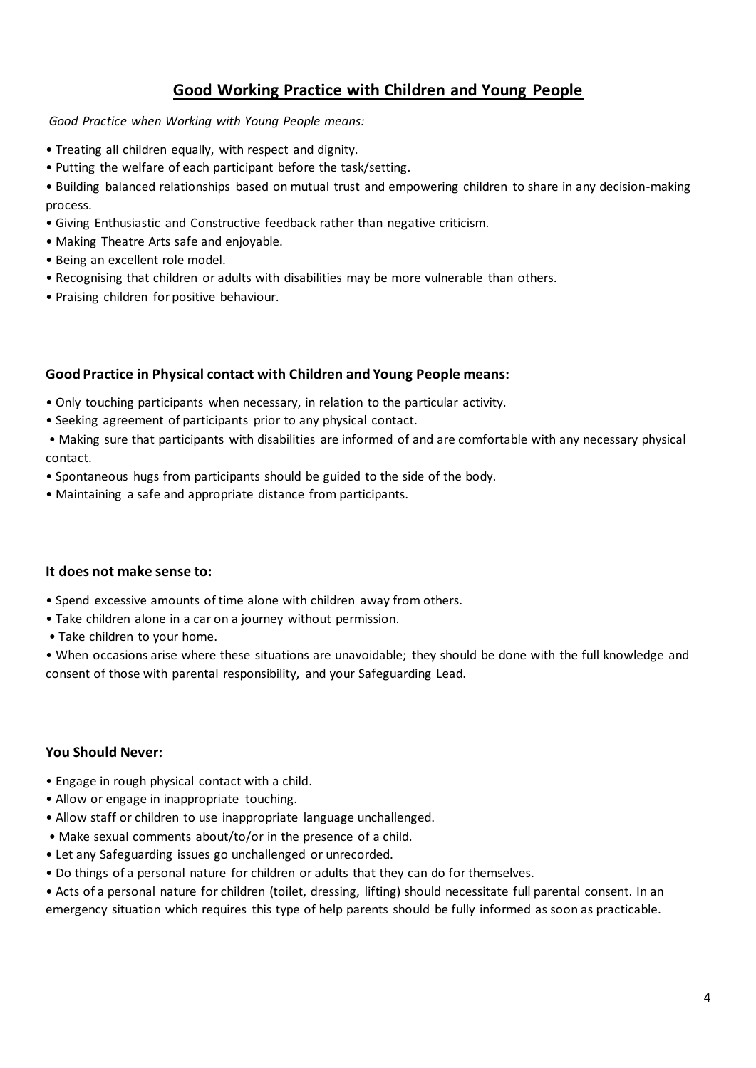## Good Working Practice with Children and Young People

*Good Practice when Working with Young People means:*

- Treating all children equally, with respect and dignity.
- Putting the welfare of each participant before the task/setting.
- Building balanced relationships based on mutual trust and empowering children to share in any decision-making process.
- Giving Enthusiastic and Constructive feedback rather than negative criticism.
- Making Theatre Arts safe and enjoyable.
- Being an excellent role model.
- Recognising that children or adults with disabilities may be more vulnerable than others.
- Praising children for positive behaviour.

### Good Practice in Physical contact with Children and Young People means:

- Only touching participants when necessary, in relation to the particular activity.
- Seeking agreement of participants prior to any physical contact.
- Making sure that participants with disabilities are informed of and are comfortable with any necessary physical contact.
- Spontaneous hugs from participants should be guided to the side of the body.
- Maintaining a safe and appropriate distance from participants.

### It does not make sense to:

- Spend excessive amounts of time alone with children away from others.
- Take children alone in a car on a journey without permission.
- Take children to your home.
- When occasions arise where these situations are unavoidable; they should be done with the full knowledge and consent of those with parental responsibility, and your Safeguarding Lead.

### You Should Never:

- Engage in rough physical contact with a child.
- Allow or engage in inappropriate touching.
- Allow staff or children to use inappropriate language unchallenged.
- Make sexual comments about/to/or in the presence of a child.
- Let any Safeguarding issues go unchallenged or unrecorded.
- Do things of a personal nature for children or adults that they can do for themselves.
- Acts of a personal nature for children (toilet, dressing, lifting) should necessitate full parental consent. In an emergency situation which requires this type of help parents should be fully informed as soon as practicable.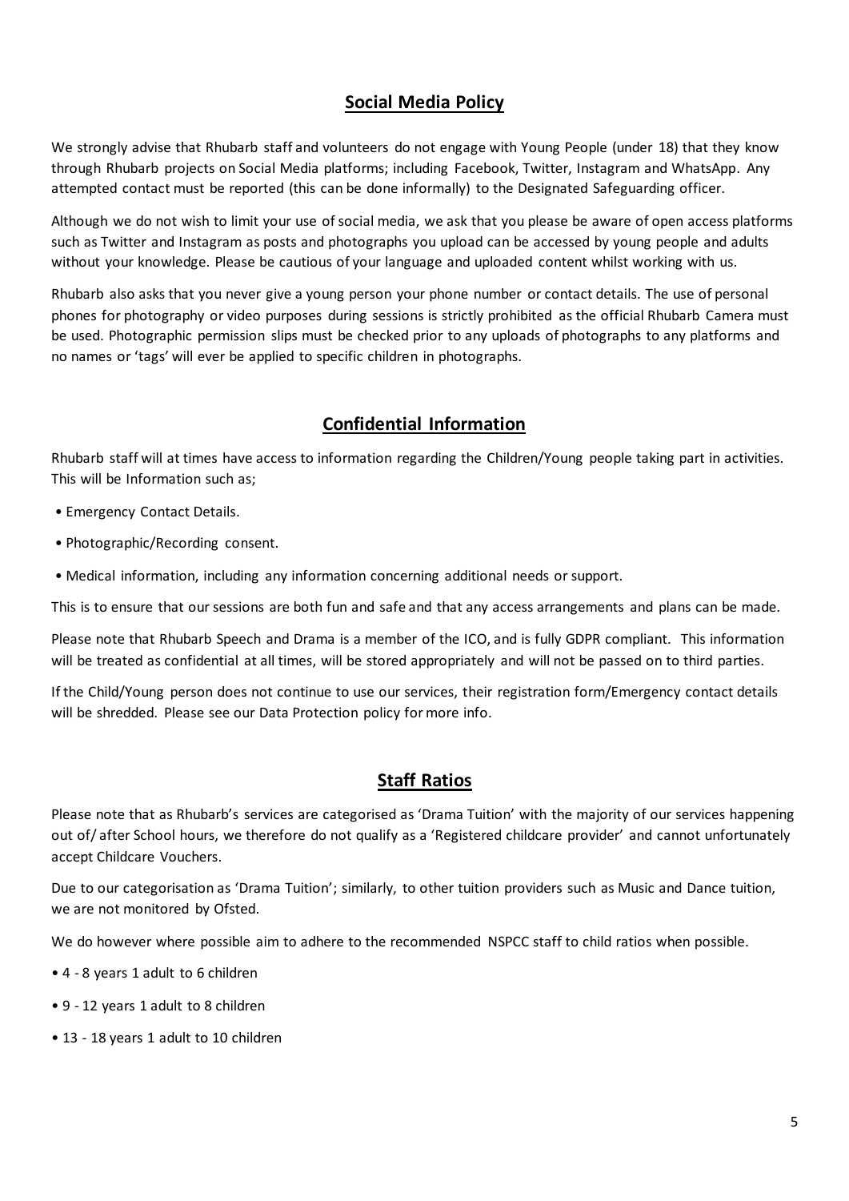## Social Media Policy

We strongly advise that Rhubarb staff and volunteers do not engage with Young People (under 18) that they know through Rhubarb projects on Social Media platforms; including Facebook, Twitter, Instagram and WhatsApp. Any attempted contact must be reported (this can be done informally) to the Designated Safeguarding officer.

Although we do not wish to limit your use of social media, we ask that you please be aware of open access platforms such as Twitter and Instagram as posts and photographs you upload can be accessed by young people and adults without your knowledge. Please be cautious of your language and uploaded content whilst working with us.

Rhubarb also asks that you never give a young person your phone number or contact details. The use of personal phones for photography or video purposes during sessions is strictly prohibited as the official Rhubarb Camera must be used. Photographic permission slips must be checked prior to any uploads of photographs to any platforms and no names or 'tags' will ever be applied to specific children in photographs.

## Confidential Information

Rhubarb staff will at times have access to information regarding the Children/Young people taking part in activities. This will be Information such as;

- Emergency Contact Details.
- Photographic/Recording consent.
- Medical information, including any information concerning additional needs or support.

This is to ensure that our sessions are both fun and safe and that any access arrangements and plans can be made.

Please note that Rhubarb Speech and Drama is a member of the ICO, and is fully GDPR compliant. This information will be treated as confidential at all times, will be stored appropriately and will not be passed on to third parties.

If the Child/Young person does not continue to use our services, their registration form/Emergency contact details will be shredded. Please see our Data Protection policy for more info.

## Staff Ratios

Please note that as Rhubarb's services are categorised as 'Drama Tuition' with the majority of our services happening out of/ after School hours, we therefore do not qualify as a 'Registered childcare provider' and cannot unfortunately accept Childcare Vouchers.

Due to our categorisation as 'Drama Tuition'; similarly, to other tuition providers such as Music and Dance tuition, we are not monitored by Ofsted.

We do however where possible aim to adhere to the recommended NSPCC staff to child ratios when possible.

- 4 - 8 years 1 adult to 6 children
- 9 - 12 years 1 adult to 8 children
- 13 - 18 years 1 adult to 10 children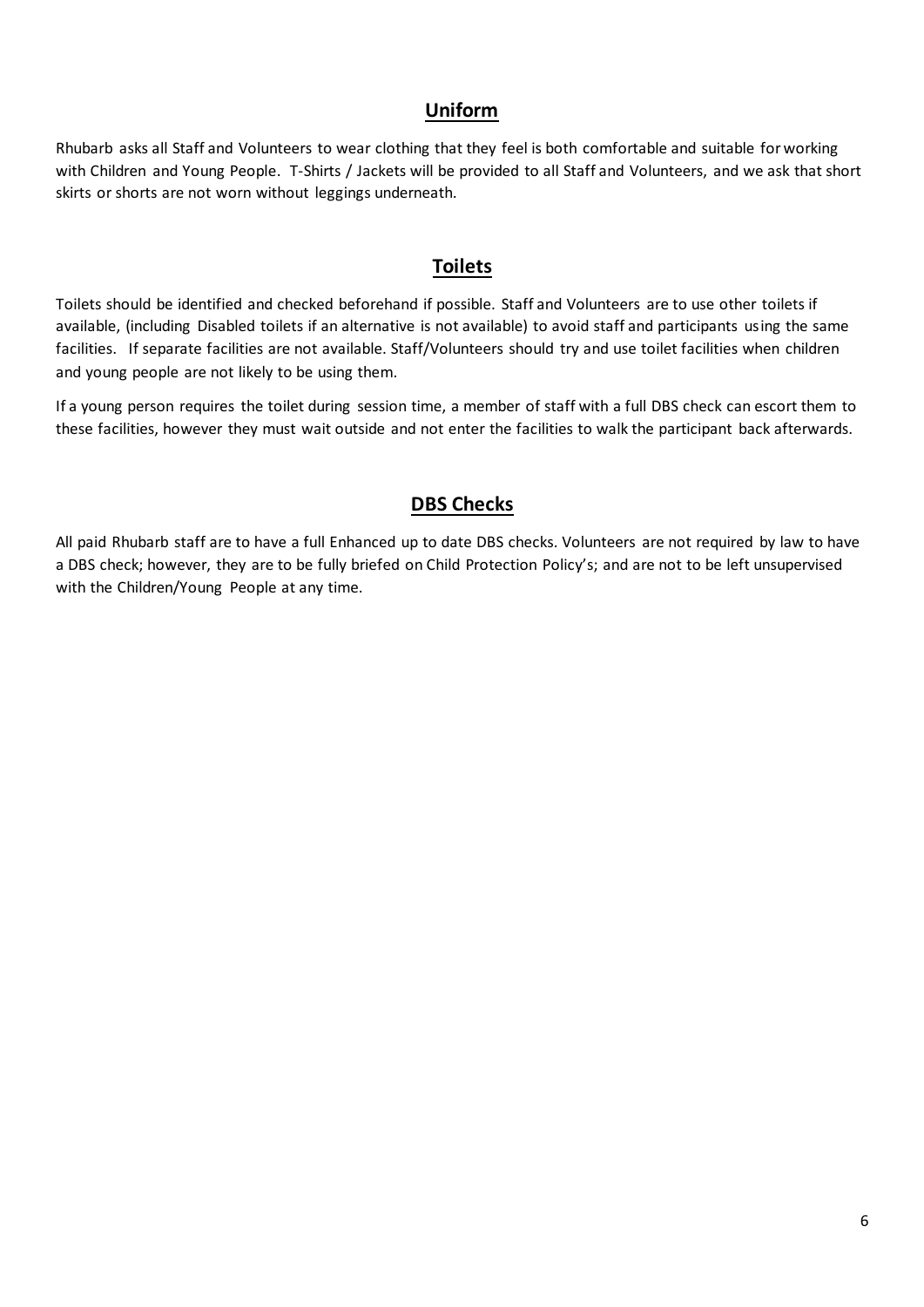## Uniform

Rhubarb asks all Staff and Volunteers to wear clothing that they feel is both comfortable and suitable for working with Children and Young People. T-Shirts / Jackets will be provided to all Staff and Volunteers, and we ask that short skirts or shorts are not worn without leggings underneath.

## Toilets

Toilets should be identified and checked beforehand if possible. Staff and Volunteers are to use other toilets if available, (including Disabled toilets if an alternative is not available) to avoid staff and participants using the same facilities. If separate facilities are not available. Staff/Volunteers should try and use toilet facilities when children and young people are not likely to be using them.

If a young person requires the toilet during session time, a member of staff with a full DBS check can escort them to these facilities, however they must wait outside and not enter the facilities to walk the participant back afterwards.

## DBS Checks

All paid Rhubarb staff are to have a full Enhanced up to date DBS checks. Volunteers are not required by law to have a DBS check; however, they are to be fully briefed on Child Protection Policy's; and are not to be left unsupervised with the Children/Young People at any time.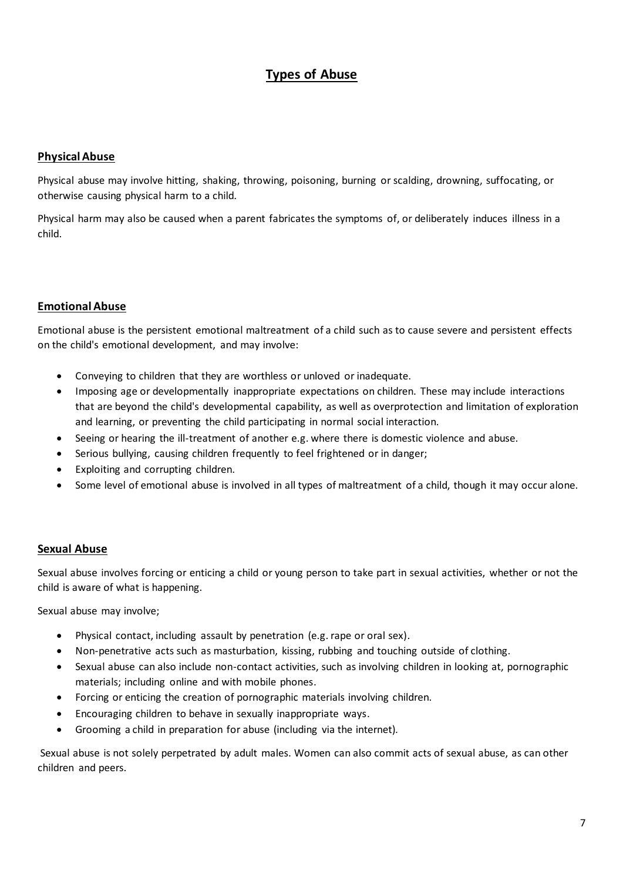# Types of Abuse

## Physical Abuse

Physical abuse may involve hitting, shaking, throwing, poisoning, burning or scalding, drowning, suffocating, or otherwise causing physical harm to a child.

Physical harm may also be caused when a parent fabricates the symptoms of, or deliberately induces illness in a child.

## Emotional Abuse

Emotional abuse is the persistent emotional maltreatment of a child such as to cause severe and persistent effects on the child's emotional development, and may involve:

- Conveying to children that they are worthless or unloved or inadequate.
- Imposing age or developmentally inappropriate expectations on children. These may include interactions that are beyond the child's developmental capability, as well as overprotection and limitation of exploration and learning, or preventing the child participating in normal social interaction.
- Seeing or hearing the ill-treatment of another e.g. where there is domestic violence and abuse.
- Serious bullying, causing children frequently to feel frightened or in danger;
- Exploiting and corrupting children.
- Some level of emotional abuse is involved in all types of maltreatment of a child, though it may occur alone.

## Sexual Abuse

Sexual abuse involves forcing or enticing a child or young person to take part in sexual activities, whether or not the child is aware of what is happening.

Sexual abuse may involve;

- Physical contact, including assault by penetration (e.g. rape or oral sex).
- Non-penetrative acts such as masturbation, kissing, rubbing and touching outside of clothing.
- Sexual abuse can also include non-contact activities, such as involving children in looking at, pornographic materials; including online and with mobile phones.
- Forcing or enticing the creation of pornographic materials involving children.
- Encouraging children to behave in sexually inappropriate ways.
- Grooming a child in preparation for abuse (including via the internet).

Sexual abuse is not solely perpetrated by adult males. Women can also commit acts of sexual abuse, as can other children and peers.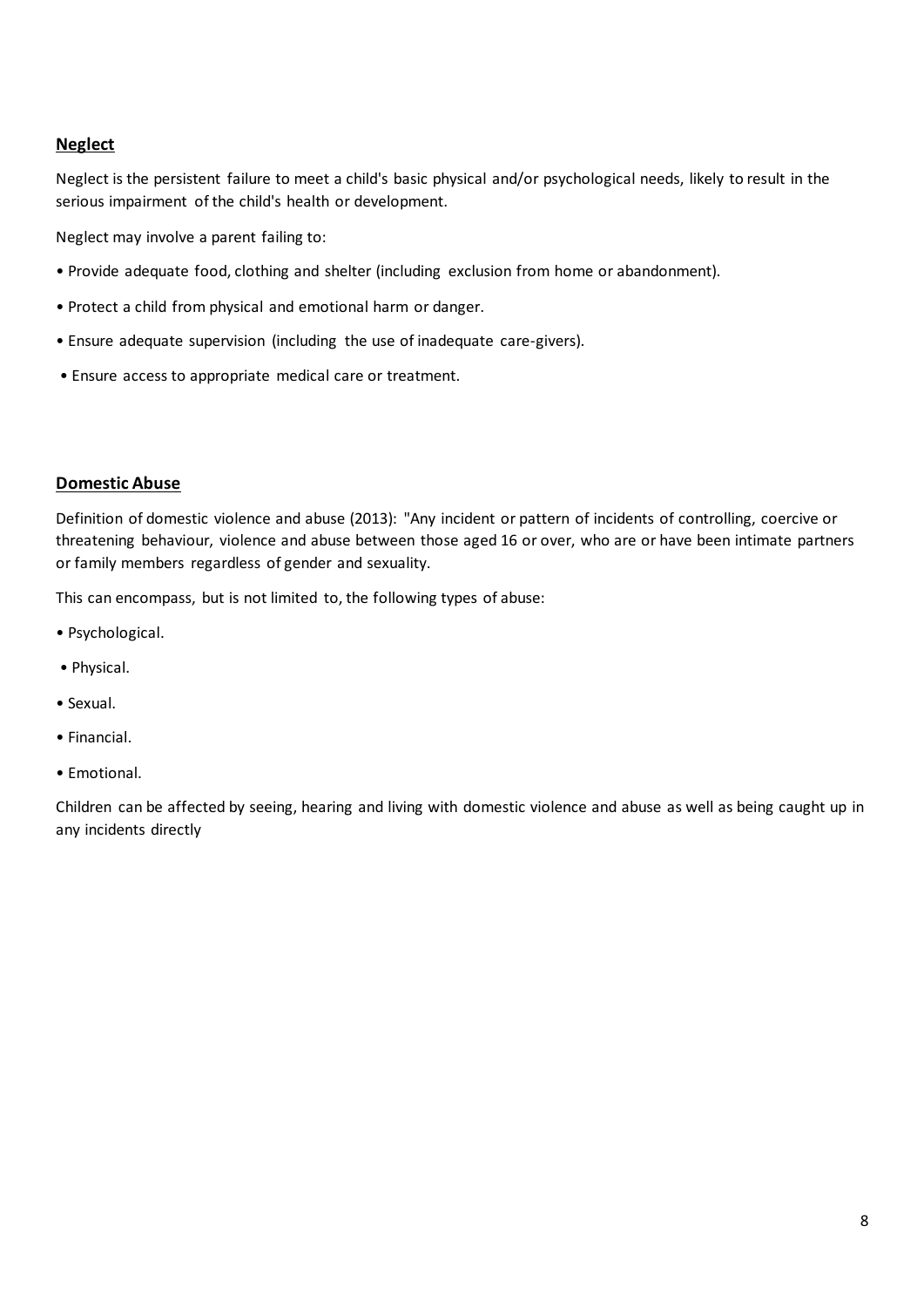## Neglect

Neglect is the persistent failure to meet a child's basic physical and/or psychological needs, likely to result in the serious impairment of the child's health or development.

Neglect may involve a parent failing to:

- Provide adequate food, clothing and shelter (including exclusion from home or abandonment).
- Protect a child from physical and emotional harm or danger.
- Ensure adequate supervision (including the use of inadequate care-givers).
- Ensure access to appropriate medical care or treatment.

## Domestic Abuse

Definition of domestic violence and abuse (2013): "Any incident or pattern of incidents of controlling, coercive or threatening behaviour, violence and abuse between those aged 16 or over, who are or have been intimate partners or family members regardless of gender and sexuality.

This can encompass, but is not limited to, the following types of abuse:

- Psychological.
- Physical.
- Sexual.
- Financial.
- Emotional.

Children can be affected by seeing, hearing and living with domestic violence and abuse as well as being caught up in any incidents directly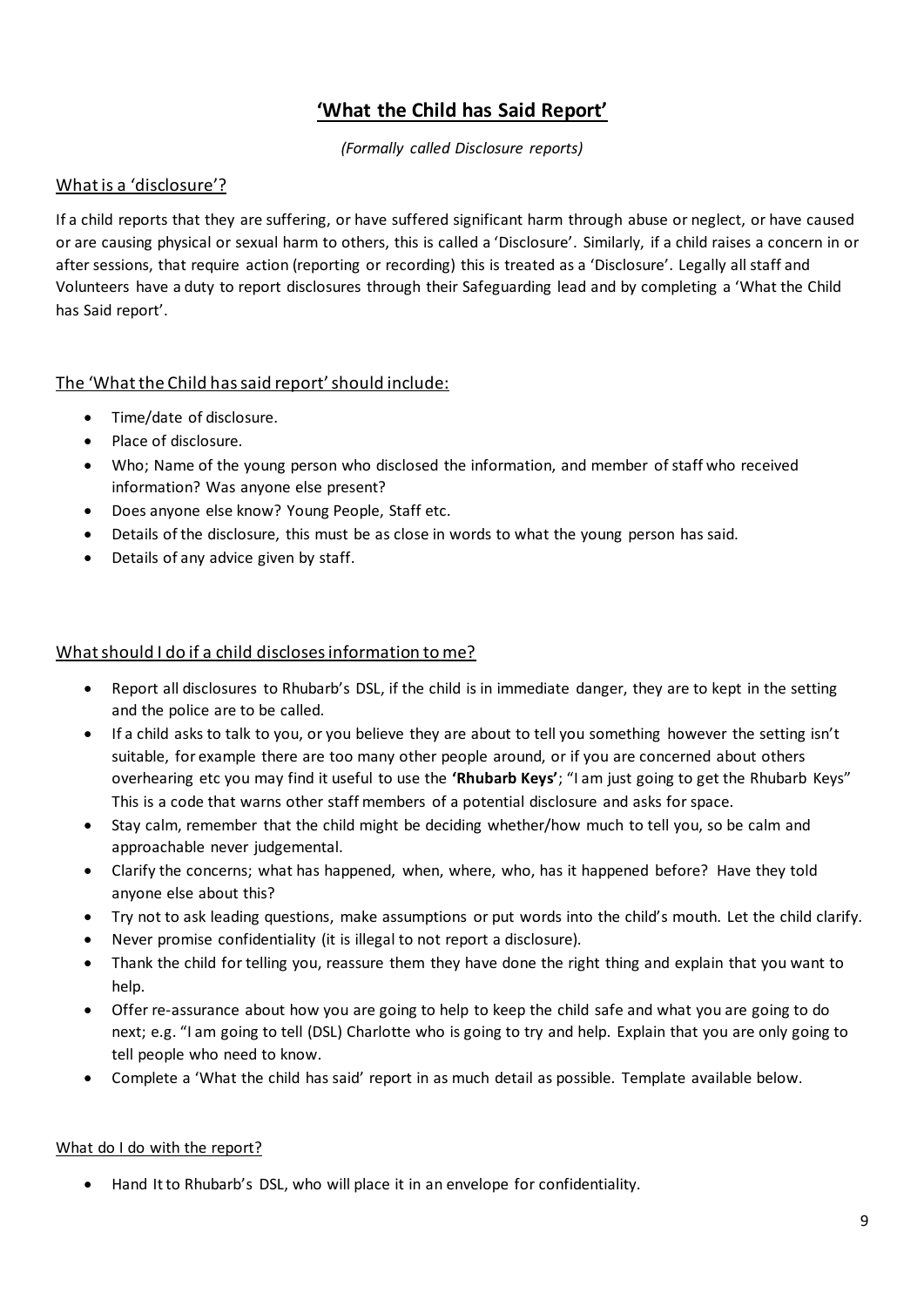## 'What the Child has Said Report'

*(Formally called Disclosure reports)*

### What is a 'disclosure'?

If a child reports that they are suffering, or have suffered significant harm through abuse or neglect, or have caused or are causing physical or sexual harm to others, this is called a 'Disclosure'. Similarly, if a child raises a concern in or after sessions, that require action (reporting or recording) this is treated as a 'Disclosure'. Legally all staff and Volunteers have a duty to report disclosures through their Safeguarding lead and by completing a 'What the Child has Said report'.

### The 'What the Child has said report' should include:

- Time/date of disclosure.
- Place of disclosure.
- Who; Name of the young person who disclosed the information, and member of staff who received information? Was anyone else present?
- Does anyone else know? Young People, Staff etc.
- Details of the disclosure, this must be as close in words to what the young person has said.
- Details of any advice given by staff.

### What should I do if a child discloses information to me?

- Report all disclosures to Rhubarb's DSL, if the child is in immediate danger, they are to kept in the setting and the police are to be called.
- If a child asks to talk to you, or you believe they are about to tell you something however the setting isn't suitable, for example there are too many other people around, or if you are concerned about others overhearing etc you may find it useful to use the **'Rhubarb Keys'**; "I am just going to get the Rhubarb Keys" This is a code that warns other staff members of a potential disclosure and asks for space.
- Stay calm, remember that the child might be deciding whether/how much to tell you, so be calm and approachable never judgemental.
- Clarify the concerns; what has happened, when, where, who, has it happened before? Have they told anyone else about this?
- Try not to ask leading questions, make assumptions or put words into the child's mouth. Let the child clarify.
- Never promise confidentiality (it is illegal to not report a disclosure).
- Thank the child for telling you, reassure them they have done the right thing and explain that you want to help.
- Offer re-assurance about how you are going to help to keep the child safe and what you are going to do next; e.g. "I am going to tell (DSL) Charlotte who is going to try and help. Explain that you are only going to tell people who need to know.
- Complete a 'What the child has said' report in as much detail as possible. Template available below.

#### What do I do with the report?

- Hand It to Rhubarb's DSL, who will place it in an envelope for confidentiality.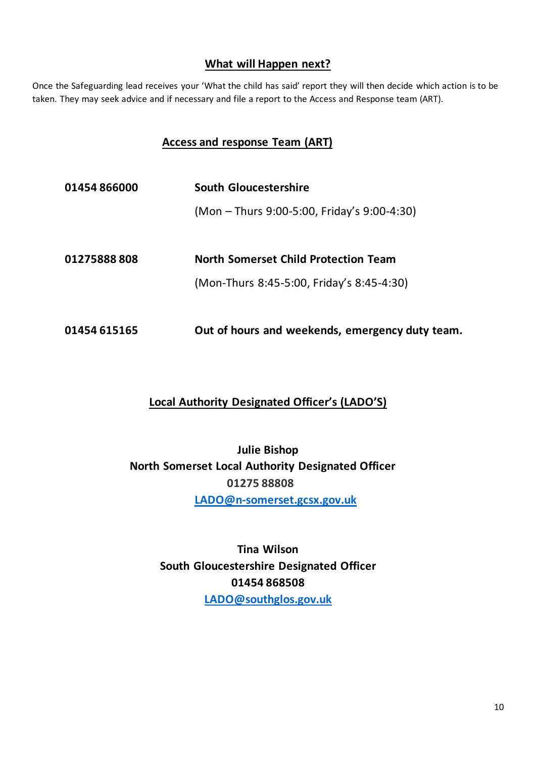## What will Happen next?

Once the Safeguarding lead receives your 'What the child has said' report they will then decide which action is to be taken. They may seek advice and if necessary and file a report to the Access and Response team (ART).

## Access and response Team (ART)

**01454 866000** **South Gloucestershire**

(Mon – Thurs 9:00-5:00, Friday's 9:00-4:30)

**01275888 808** **North Somerset Child Protection Team**

(Mon-Thurs 8:45-5:00, Friday's 8:45-4:30)

**01454 615165** **Out of hours and weekends, emergency duty team.**

## Local Authority Designated Officer's (LADO'S)

**Julie Bishop**
**North Somerset Local Authority Designated Officer**
**01275 88808**
**LADO@n-somerset.gcsx.gov.uk**

**Tina Wilson**
**South Gloucestershire Designated Officer**
**01454 868508**
**LADO@southglos.gov.uk**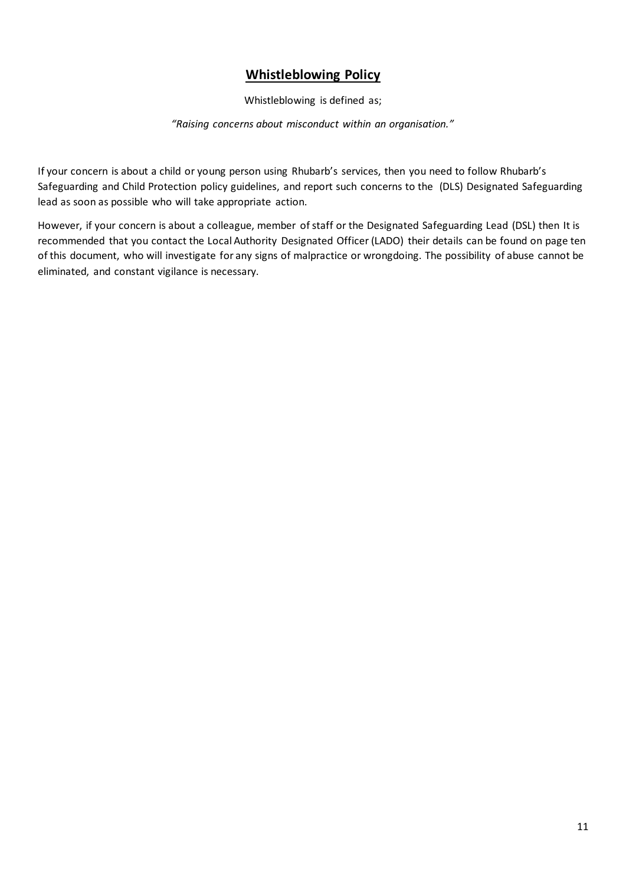## **Whistleblowing Policy**

Whistleblowing is defined as;

*"Raising concerns about misconduct within an organisation."*

If your concern is about a child or young person using Rhubarb's services, then you need to follow Rhubarb's Safeguarding and Child Protection policy guidelines, and report such concerns to the (DLS) Designated Safeguarding lead as soon as possible who will take appropriate action.

However, if your concern is about a colleague, member of staff or the Designated Safeguarding Lead (DSL) then It is recommended that you contact the Local Authority Designated Officer (LADO) their details can be found on page ten of this document, who will investigate for any signs of malpractice or wrongdoing. The possibility of abuse cannot be eliminated, and constant vigilance is necessary.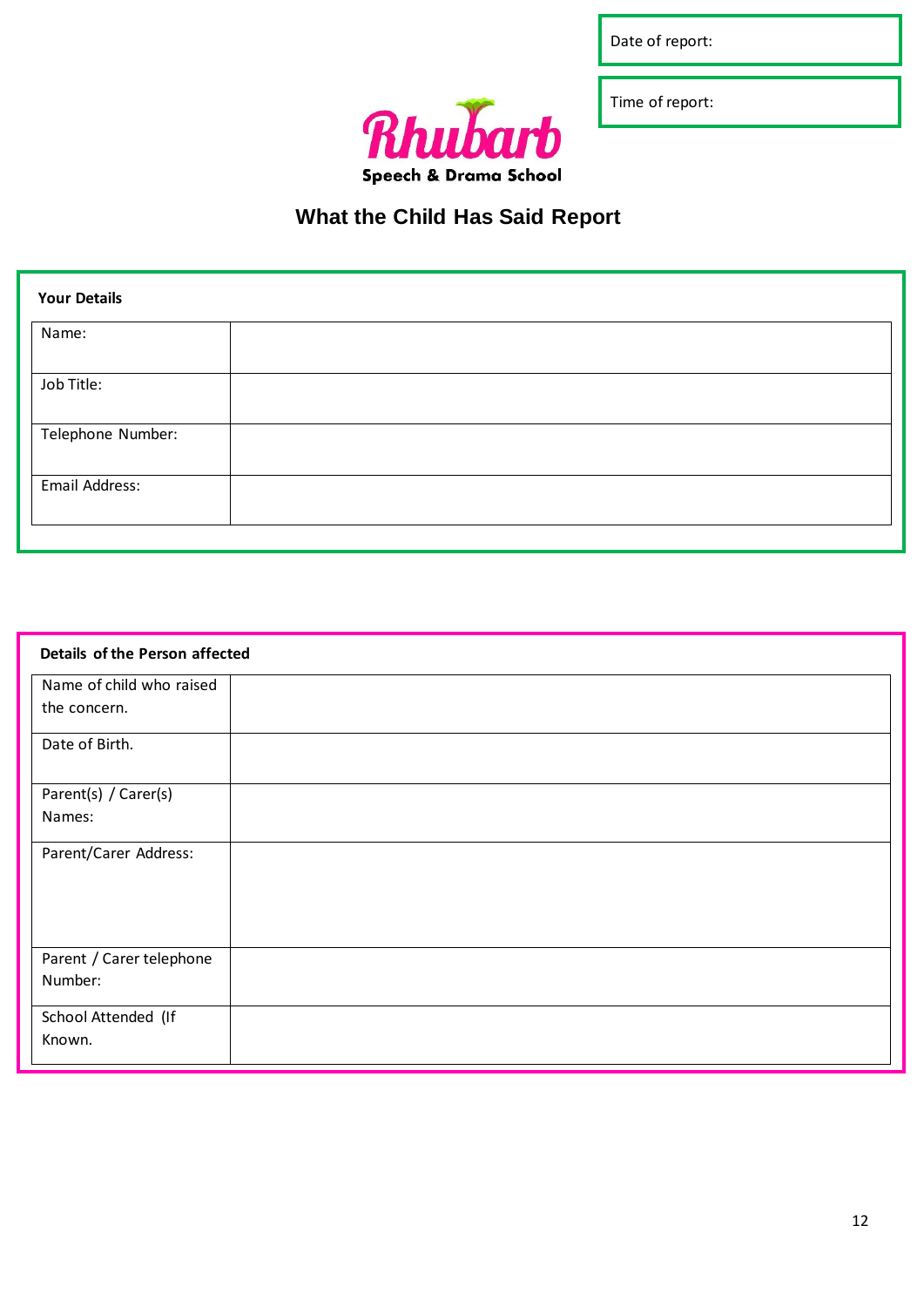Date of report:

Time of report:

Rhubarb

Speech & Drama School

## What the Child Has Said Report

**Your Details**

| Name: | |
|---|---|
| Job Title: | |
| Telephone Number: | |
| Email Address: | |

**Details of the Person affected**

| Name of child who raised the concern. | |
|---|---|
| Date of Birth. | |
| Parent(s) / Carer(s) Names: | |
| Parent/Carer Address: | |
| Parent / Carer telephone Number: | |
| School Attended (If Known. | |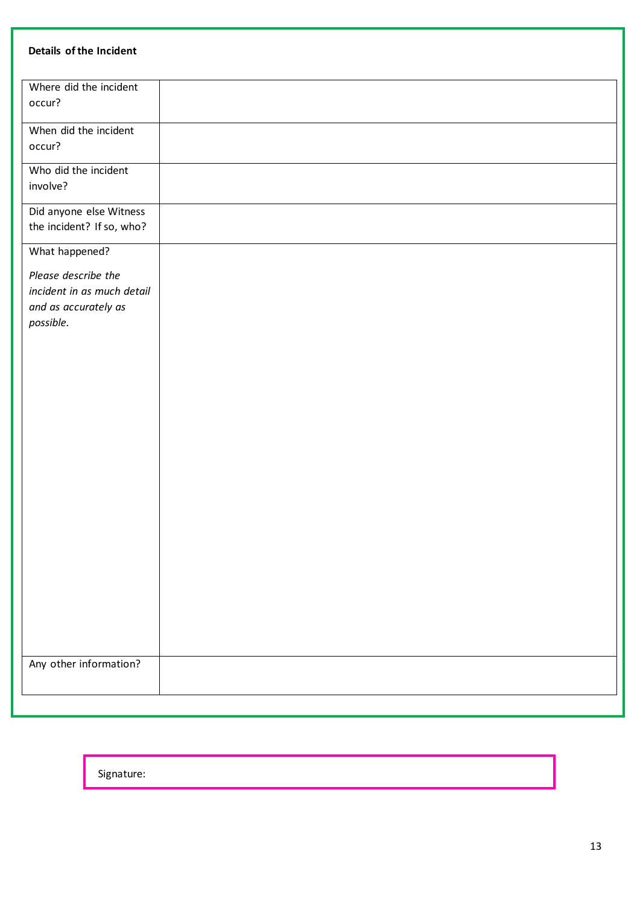**Details of the Incident**

| | |
|---|---|
| Where did the incident occur? | |
| When did the incident occur? | |
| Who did the incident involve? | |
| Did anyone else Witness the incident? If so, who? | |
| What happened?<br><br>*Please describe the incident in as much detail and as accurately as possible.* | |
| Any other information? | |

Signature: